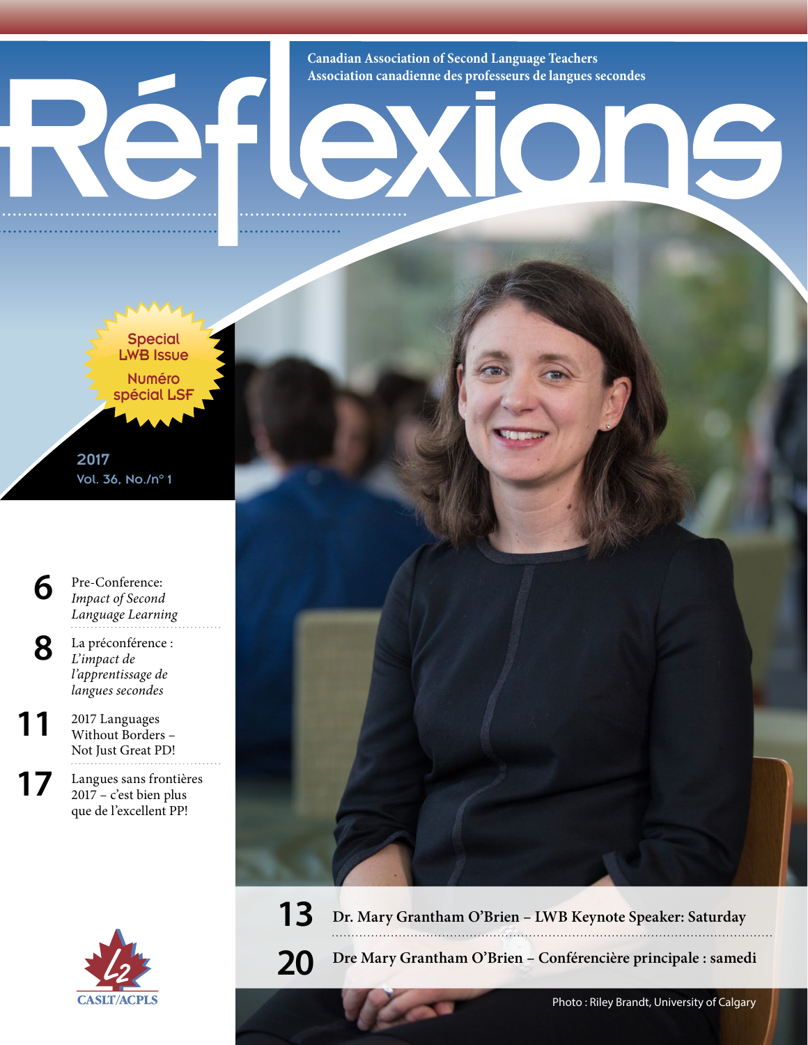Canadian Association of Second Language Teachers
Association canadienne des professeurs de langues secondes

# Réflexions

Special LWB Issue
Numéro spécial LSF

2017
Vol. 36, No./n° 1

**6** Pre-Conference: *Impact of Second Language Learning*

**8** La préconférence : *L'impact de l'apprentissage de langues secondes*

**11** 2017 Languages Without Borders – Not Just Great PD!

**17** Langues sans frontières 2017 – c'est bien plus que de l'excellent PP!

**13** Dr. Mary Grantham O'Brien – LWB Keynote Speaker: Saturday

**20** Dre Mary Grantham O'Brien – Conférencière principale : samedi

Photo : Riley Brandt, University of Calgary

CASLT/ACPLS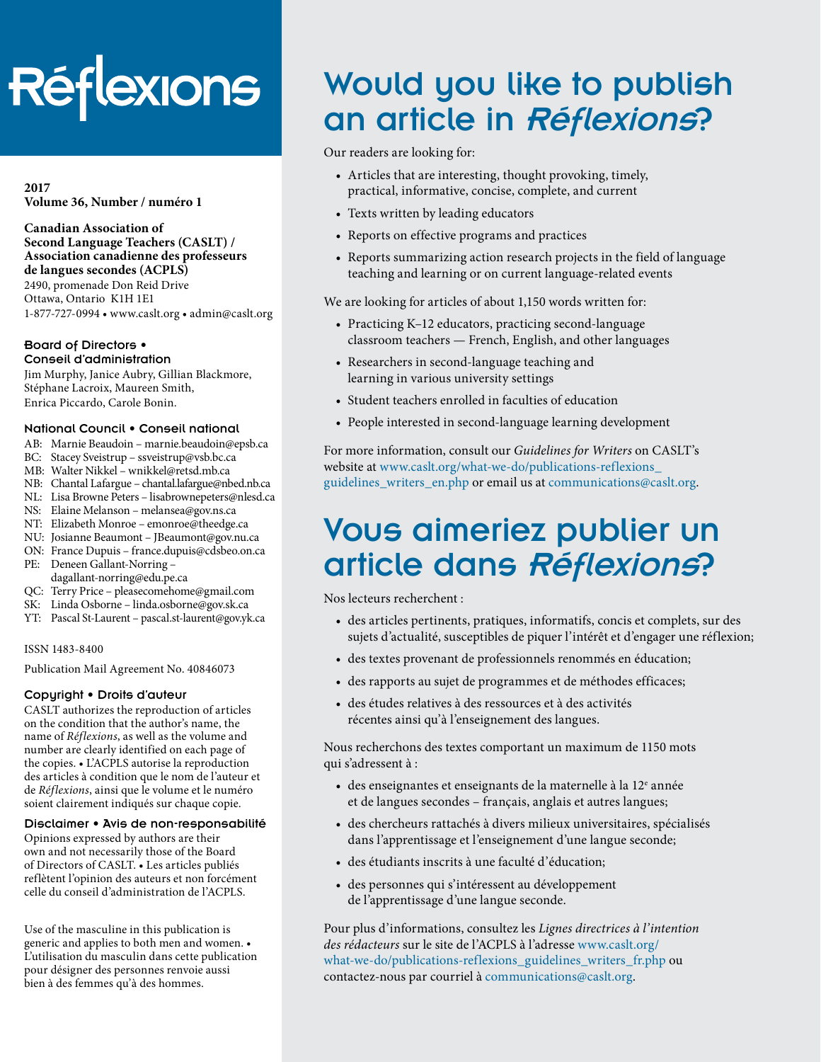# Réflexions

**2017**
**Volume 36, Number / numéro 1**

**Canadian Association of Second Language Teachers (CASLT) / Association canadienne des professeurs de langues secondes (ACPLS)**
2490, promenade Don Reid Drive
Ottawa, Ontario K1H 1E1
1-877-727-0994 • www.caslt.org • admin@caslt.org

### Board of Directors • Conseil d'administration

Jim Murphy, Janice Aubry, Gillian Blackmore, Stéphane Lacroix, Maureen Smith, Enrica Piccardo, Carole Bonin.

### National Council • Conseil national

AB: Marnie Beaudoin – marnie.beaudoin@epsb.ca
BC: Stacey Sveistrup – ssveistrup@vsb.bc.ca
MB: Walter Nikkel – wnikkel@retsd.mb.ca
NB: Chantal Lafargue – chantal.lafargue@nbed.nb.ca
NL: Lisa Browne Peters – lisabrownepeters@nlesd.ca
NS: Elaine Melanson – melansea@gov.ns.ca
NT: Elizabeth Monroe – emonroe@theedge.ca
NU: Josianne Beaumont – JBeaumont@gov.nu.ca
ON: France Dupuis – france.dupuis@cdsbeo.on.ca
PE: Deneen Gallant-Norring – dagallant-norring@edu.pe.ca
QC: Terry Price – pleasecomehome@gmail.com
SK: Linda Osborne – linda.osborne@gov.sk.ca
YT: Pascal St-Laurent – pascal.st-laurent@gov.yk.ca

ISSN 1483-8400

Publication Mail Agreement No. 40846073

### Copyright • Droits d'auteur

CASLT authorizes the reproduction of articles on the condition that the author's name, the name of *Réflexions*, as well as the volume and number are clearly identified on each page of the copies. • L'ACPLS autorise la reproduction des articles à condition que le nom de l'auteur et de *Réflexions*, ainsi que le volume et le numéro soient clairement indiqués sur chaque copie.

### Disclaimer • Avis de non-responsabilité

Opinions expressed by authors are their own and not necessarily those of the Board of Directors of CASLT. • Les articles publiés reflètent l'opinion des auteurs et non forcément celle du conseil d'administration de l'ACPLS.

Use of the masculine in this publication is generic and applies to both men and women. • L'utilisation du masculin dans cette publication pour désigner des personnes renvoie aussi bien à des femmes qu'à des hommes.

## Would you like to publish an article in *Réflexions*?

Our readers are looking for:

- Articles that are interesting, thought provoking, timely, practical, informative, concise, complete, and current
- Texts written by leading educators
- Reports on effective programs and practices
- Reports summarizing action research projects in the field of language teaching and learning or on current language-related events

We are looking for articles of about 1,150 words written for:

- Practicing K–12 educators, practicing second-language classroom teachers — French, English, and other languages
- Researchers in second-language teaching and learning in various university settings
- Student teachers enrolled in faculties of education
- People interested in second-language learning development

For more information, consult our *Guidelines for Writers* on CASLT's website at www.caslt.org/what-we-do/publications-reflexions_guidelines_writers_en.php or email us at communications@caslt.org.

## Vous aimeriez publier un article dans *Réflexions*?

Nos lecteurs recherchent :

- des articles pertinents, pratiques, informatifs, concis et complets, sur des sujets d'actualité, susceptibles de piquer l'intérêt et d'engager une réflexion;
- des textes provenant de professionnels renommés en éducation;
- des rapports au sujet de programmes et de méthodes efficaces;
- des études relatives à des ressources et à des activités récentes ainsi qu'à l'enseignement des langues.

Nous recherchons des textes comportant un maximum de 1150 mots qui s'adressent à :

- des enseignantes et enseignants de la maternelle à la 12e année et de langues secondes – français, anglais et autres langues;
- des chercheurs rattachés à divers milieux universitaires, spécialisés dans l'apprentissage et l'enseignement d'une langue seconde;
- des étudiants inscrits à une faculté d'éducation;
- des personnes qui s'intéressent au développement de l'apprentissage d'une langue seconde.

Pour plus d'informations, consultez les *Lignes directrices à l'intention des rédacteurs* sur le site de l'ACPLS à l'adresse www.caslt.org/what-we-do/publications-reflexions_guidelines_writers_fr.php ou contactez-nous par courriel à communications@caslt.org.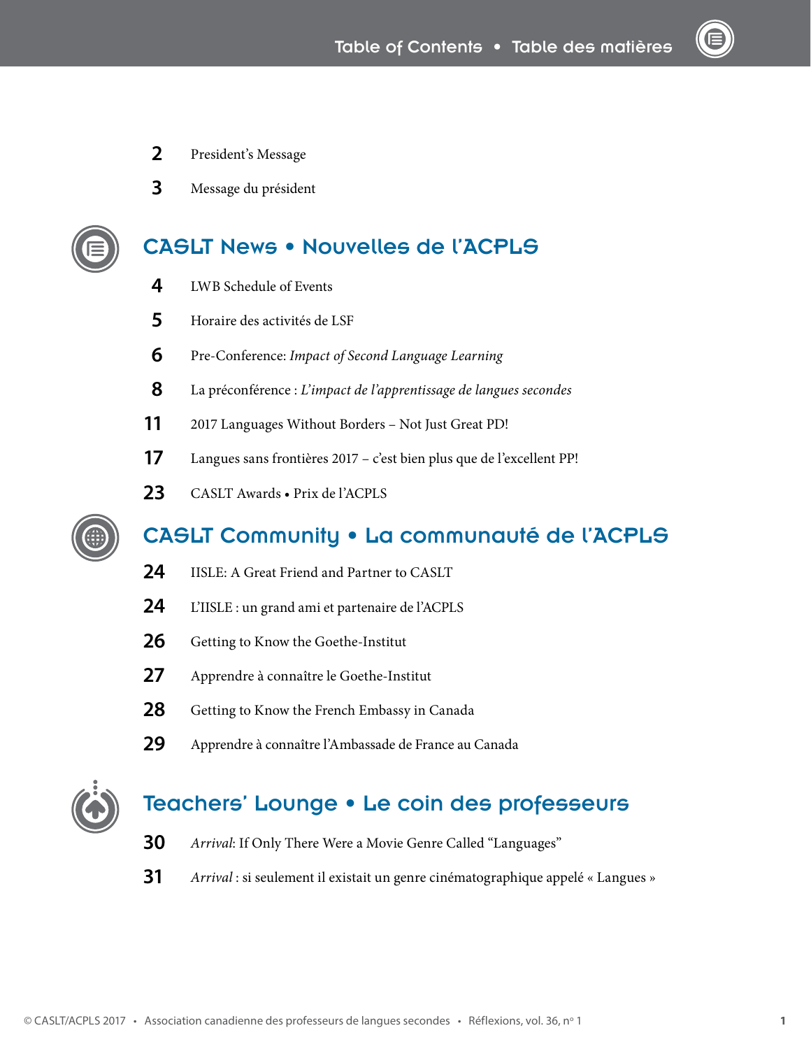# Table of Contents • Table des matières

2 President's Message

3 Message du président

## CASLT News • Nouvelles de l'ACPLS

4 LWB Schedule of Events

5 Horaire des activités de LSF

6 Pre-Conference: *Impact of Second Language Learning*

8 La préconférence : *L'impact de l'apprentissage de langues secondes*

11 2017 Languages Without Borders – Not Just Great PD!

17 Langues sans frontières 2017 – c'est bien plus que de l'excellent PP!

23 CASLT Awards • Prix de l'ACPLS

## CASLT Community • La communauté de l'ACPLS

24 IISLE: A Great Friend and Partner to CASLT

24 L'IISLE : un grand ami et partenaire de l'ACPLS

26 Getting to Know the Goethe-Institut

27 Apprendre à connaître le Goethe-Institut

28 Getting to Know the French Embassy in Canada

29 Apprendre à connaître l'Ambassade de France au Canada

## Teachers' Lounge • Le coin des professeurs

30 *Arrival*: If Only There Were a Movie Genre Called "Languages"

31 *Arrival* : si seulement il existait un genre cinématographique appelé « Langues »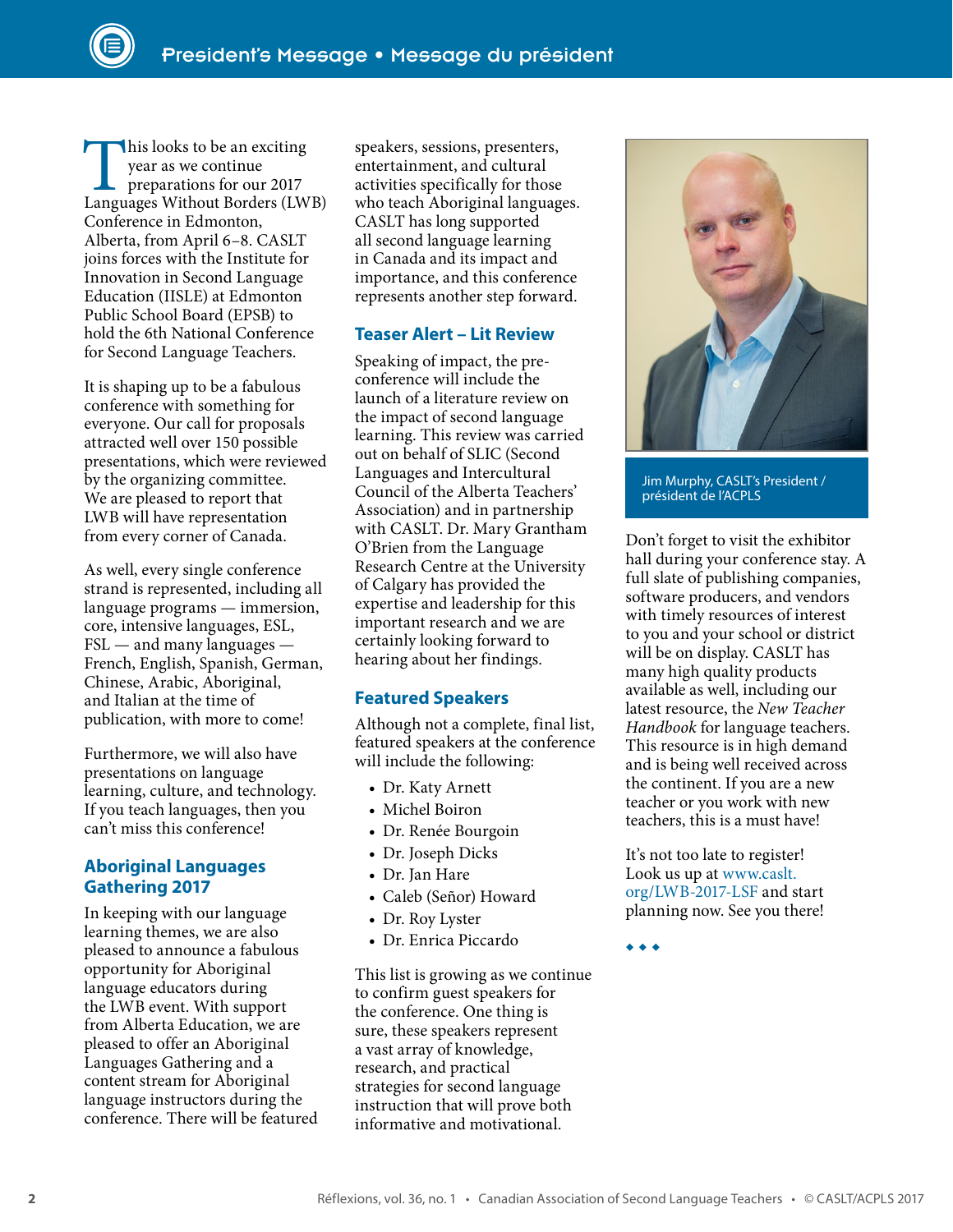# President's Message • Message du président

This looks to be an exciting year as we continue preparations for our 2017 Languages Without Borders (LWB) Conference in Edmonton, Alberta, from April 6–8. CASLT joins forces with the Institute for Innovation in Second Language Education (IISLE) at Edmonton Public School Board (EPSB) to hold the 6th National Conference for Second Language Teachers.

It is shaping up to be a fabulous conference with something for everyone. Our call for proposals attracted well over 150 possible presentations, which were reviewed by the organizing committee. We are pleased to report that LWB will have representation from every corner of Canada.

As well, every single conference strand is represented, including all language programs — immersion, core, intensive languages, ESL, FSL — and many languages — French, English, Spanish, German, Chinese, Arabic, Aboriginal, and Italian at the time of publication, with more to come!

Furthermore, we will also have presentations on language learning, culture, and technology. If you teach languages, then you can't miss this conference!

## Aboriginal Languages Gathering 2017

In keeping with our language learning themes, we are also pleased to announce a fabulous opportunity for Aboriginal language educators during the LWB event. With support from Alberta Education, we are pleased to offer an Aboriginal Languages Gathering and a content stream for Aboriginal language instructors during the conference. There will be featured speakers, sessions, presenters, entertainment, and cultural activities specifically for those who teach Aboriginal languages. CASLT has long supported all second language learning in Canada and its impact and importance, and this conference represents another step forward.

## Teaser Alert – Lit Review

Speaking of impact, the pre-conference will include the launch of a literature review on the impact of second language learning. This review was carried out on behalf of SLIC (Second Languages and Intercultural Council of the Alberta Teachers' Association) and in partnership with CASLT. Dr. Mary Grantham O'Brien from the Language Research Centre at the University of Calgary has provided the expertise and leadership for this important research and we are certainly looking forward to hearing about her findings.

## Featured Speakers

Although not a complete, final list, featured speakers at the conference will include the following:

- Dr. Katy Arnett
- Michel Boiron
- Dr. Renée Bourgoin
- Dr. Joseph Dicks
- Dr. Jan Hare
- Caleb (Señor) Howard
- Dr. Roy Lyster
- Dr. Enrica Piccardo

This list is growing as we continue to confirm guest speakers for the conference. One thing is sure, these speakers represent a vast array of knowledge, research, and practical strategies for second language instruction that will prove both informative and motivational.

Jim Murphy, CASLT's President / président de l'ACPLS

Don't forget to visit the exhibitor hall during your conference stay. A full slate of publishing companies, software producers, and vendors with timely resources of interest to you and your school or district will be on display. CASLT has many high quality products available as well, including our latest resource, the *New Teacher Handbook* for language teachers. This resource is in high demand and is being well received across the continent. If you are a new teacher or you work with new teachers, this is a must have!

It's not too late to register! Look us up at www.caslt.org/LWB-2017-LSF and start planning now. See you there!

◆ ◆ ◆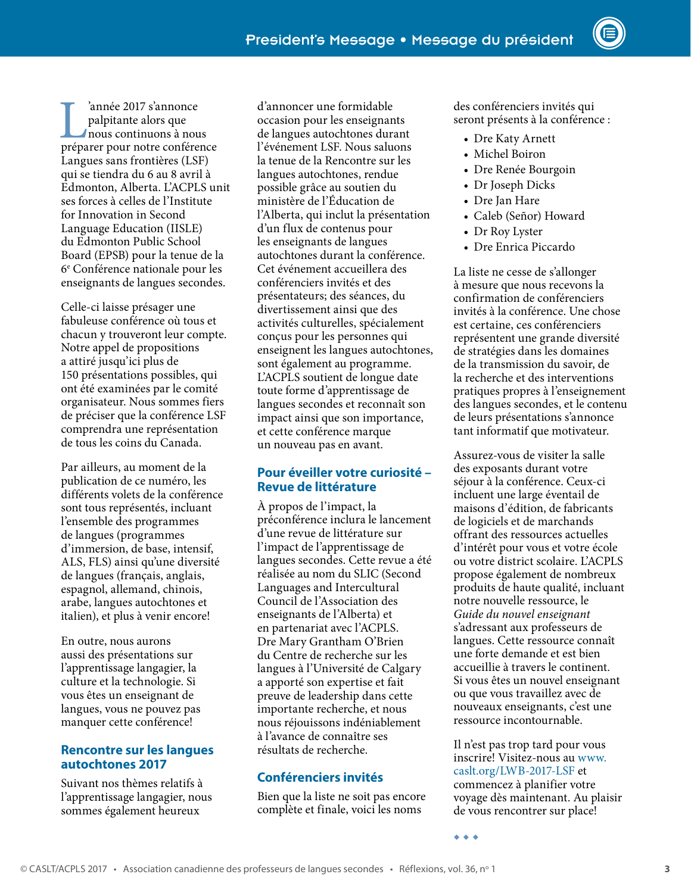# Message du président

L'année 2017 s'annonce palpitante alors que nous continuons à nous préparer pour notre conférence Langues sans frontières (LSF) qui se tiendra du 6 au 8 avril à Edmonton, Alberta. L'ACPLS unit ses forces à celles de l'Institute for Innovation in Second Language Education (IISLE) du Edmonton Public School Board (EPSB) pour la tenue de la 6e Conférence nationale pour les enseignants de langues secondes.

Celle-ci laisse présager une fabuleuse conférence où tous et chacun y trouveront leur compte. Notre appel de propositions a attiré jusqu'ici plus de 150 présentations possibles, qui ont été examinées par le comité organisateur. Nous sommes fiers de préciser que la conférence LSF comprendra une représentation de tous les coins du Canada.

Par ailleurs, au moment de la publication de ce numéro, les différents volets de la conférence sont tous représentés, incluant l'ensemble des programmes de langues (programmes d'immersion, de base, intensif, ALS, FLS) ainsi qu'une diversité de langues (français, anglais, espagnol, allemand, chinois, arabe, langues autochtones et italien), et plus à venir encore!

En outre, nous aurons aussi des présentations sur l'apprentissage langagier, la culture et la technologie. Si vous êtes un enseignant de langues, vous ne pouvez pas manquer cette conférence!

## Rencontre sur les langues autochtones 2017

Suivant nos thèmes relatifs à l'apprentissage langagier, nous sommes également heureux d'annoncer une formidable occasion pour les enseignants de langues autochtones durant l'événement LSF. Nous saluons la tenue de la Rencontre sur les langues autochtones, rendue possible grâce au soutien du ministère de l'Éducation de l'Alberta, qui inclut la présentation d'un flux de contenus pour les enseignants de langues autochtones durant la conférence. Cet événement accueillera des conférenciers invités et des présentateurs; des séances, du divertissement ainsi que des activités culturelles, spécialement conçus pour les personnes qui enseignent les langues autochtones, sont également au programme. L'ACPLS soutient de longue date toute forme d'apprentissage de langues secondes et reconnaît son impact ainsi que son importance, et cette conférence marque un nouveau pas en avant.

## Pour éveiller votre curiosité – Revue de littérature

À propos de l'impact, la préconférence inclura le lancement d'une revue de littérature sur l'impact de l'apprentissage de langues secondes. Cette revue a été réalisée au nom du SLIC (Second Languages and Intercultural Council de l'Association des enseignants de l'Alberta) et en partenariat avec l'ACPLS. Dre Mary Grantham O'Brien du Centre de recherche sur les langues à l'Université de Calgary a apporté son expertise et fait preuve de leadership dans cette importante recherche, et nous nous réjouissons indéniablement à l'avance de connaître ses résultats de recherche.

## Conférenciers invités

Bien que la liste ne soit pas encore complète et finale, voici les noms des conférenciers invités qui seront présents à la conférence :

- Dre Katy Arnett
- Michel Boiron
- Dre Renée Bourgoin
- Dr Joseph Dicks
- Dre Jan Hare
- Caleb (Señor) Howard
- Dr Roy Lyster
- Dre Enrica Piccardo

La liste ne cesse de s'allonger à mesure que nous recevons la confirmation de conférenciers invités à la conférence. Une chose est certaine, ces conférenciers représentent une grande diversité de stratégies dans les domaines de la transmission du savoir, de la recherche et des interventions pratiques propres à l'enseignement des langues secondes, et le contenu de leurs présentations s'annonce tant informatif que motivateur.

Assurez-vous de visiter la salle des exposants durant votre séjour à la conférence. Ceux-ci incluent une large éventail de maisons d'édition, de fabricants de logiciels et de marchands offrant des ressources actuelles d'intérêt pour vous et votre école ou votre district scolaire. L'ACPLS propose également de nombreux produits de haute qualité, incluant notre nouvelle ressource, le *Guide du nouvel enseignant* s'adressant aux professeurs de langues. Cette ressource connaît une forte demande et est bien accueillie à travers le continent. Si vous êtes un nouvel enseignant ou que vous travaillez avec de nouveaux enseignants, c'est une ressource incontournable.

Il n'est pas trop tard pour vous inscrire! Visitez-nous au www.caslt.org/LWB-2017-LSF et commencez à planifier votre voyage dès maintenant. Au plaisir de vous rencontrer sur place!

◆ ◆ ◆